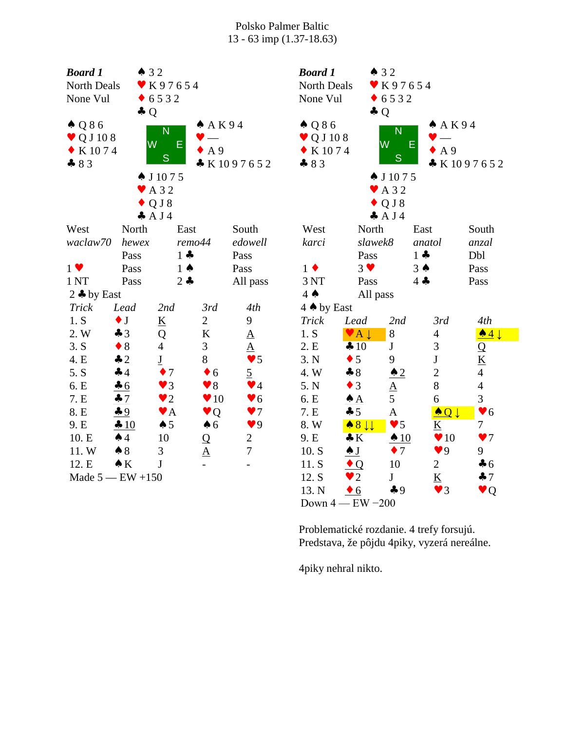Polsko Palmer Baltic

13 - 63 imp (1.37-18.63)

**Board 1**
North Deals
None Vul

North: ♠ 3 2 ♥ K 9 7 6 5 4 ♦ 6 5 3 2 ♣ Q

West: ♠ Q 8 6 ♥ Q J 10 8 ♦ K 10 7 4 ♣ 8 3

East: ♠ A K 9 4 ♥ — ♦ A 9 ♣ K 10 9 7 6 5 2

South: ♠ J 10 7 5 ♥ A 3 2 ♦ Q J 8 ♣ A J 4

| West | North | East | South |
|---|---|---|---|
| *waclaw70* | *hewex* | *remo44* | *edowell* |
| | Pass | 1 ♣ | Pass |
| 1 ♥ | Pass | 1 ♠ | Pass |
| 1 NT | Pass | 2 ♣ | All pass |

2 ♣ by East

| Trick | Lead | 2nd | 3rd | 4th |
|---|---|---|---|---|
| 1. S | ♦J | K | 2 | 9 |
| 2. W | ♣3 | Q | K | A |
| 3. S | ♦8 | 4 | 3 | A |
| 4. E | ♣2 | J | 8 | ♥5 |
| 5. S | ♣4 | ♦7 | ♦6 | 5 |
| 6. E | ♣6 | ♥3 | ♥8 | ♥4 |
| 7. E | ♣7 | ♥2 | ♥10 | ♥6 |
| 8. E | ♣9 | ♥A | ♥Q | ♥7 |
| 9. E | ♣10 | ♠5 | ♠6 | ♥9 |
| 10. E | ♠4 | 10 | Q | 2 |
| 11. W | ♠8 | 3 | A | 7 |
| 12. E | ♠K | J | - | - |

Made 5 — EW +150

**Board 1**
North Deals
None Vul

North: ♠ 3 2 ♥ K 9 7 6 5 4 ♦ 6 5 3 2 ♣ Q

West: ♠ Q 8 6 ♥ Q J 10 8 ♦ K 10 7 4 ♣ 8 3

East: ♠ A K 9 4 ♥ — ♦ A 9 ♣ K 10 9 7 6 5 2

South: ♠ J 10 7 5 ♥ A 3 2 ♦ Q J 8 ♣ A J 4

| West | North | East | South |
|---|---|---|---|
| *karci* | *slawek8* | *anatol* | *anzal* |
| | Pass | 1 ♣ | Dbl |
| 1 ♦ | 3 ♥ | 3 ♠ | Pass |
| 3 NT | Pass | 4 ♣ | Pass |
| 4 ♠ | All pass | | |

4 ♠ by East

| Trick | Lead | 2nd | 3rd | 4th |
|---|---|---|---|---|
| 1. S | ♥A ↓ | 8 | 4 | ♠4 ↓ |
| 2. E | ♣10 | J | 3 | Q |
| 3. N | ♦5 | 9 | J | K |
| 4. W | ♣8 | ♠2 | 2 | 4 |
| 5. N | ♦3 | A | 8 | 4 |
| 6. E | ♠A | 5 | 6 | 3 |
| 7. E | ♣5 | A | ♠Q ↓ | ♥6 |
| 8. W | ♠8 ↓↓ | ♥5 | K | 7 |
| 9. E | ♣K | ♠10 | ♥10 | ♥7 |
| 10. S | ♠J | ♦7 | ♥9 | 9 |
| 11. S | ♦Q | 10 | 2 | ♣6 |
| 12. S | ♥2 | J | K | ♣7 |
| 13. N | ♦6 | ♣9 | ♥3 | ♥Q |

Down 4 — EW −200

Problematické rozdanie. 4 trefy forsujú. Predstava, že pôjdu 4piky, vyzerá nereálne.

4piky nehral nikto.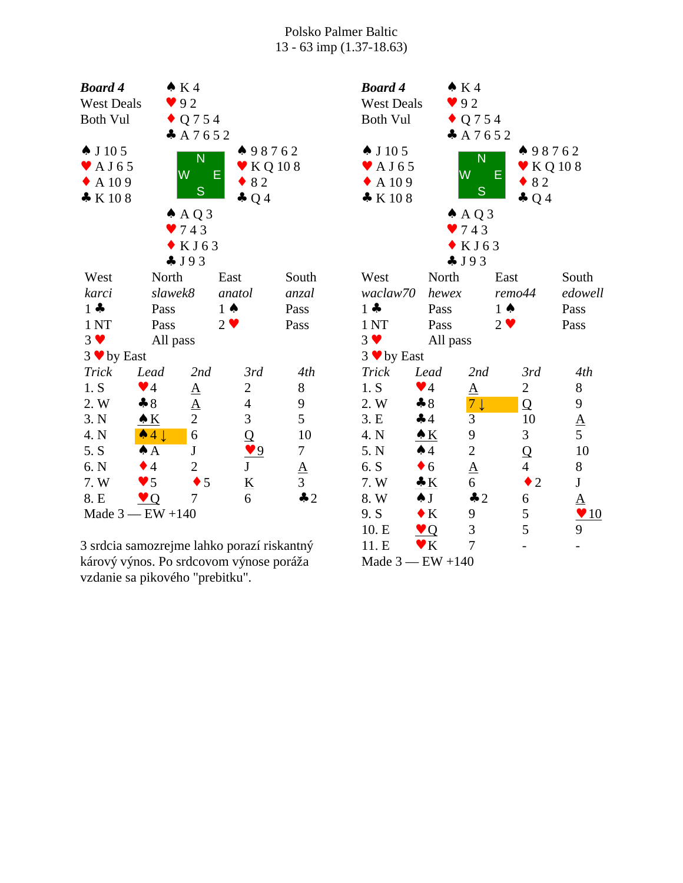Polsko Palmer Baltic
13 - 63 imp (1.37-18.63)

**Board 4**
West Deals
Both Vul

North: ♠ K 4 ♥ 9 2 ♦ Q 7 5 4 ♣ A 7 6 5 2
West: ♠ J 10 5 ♥ A J 6 5 ♦ A 10 9 ♣ K 10 8
East: ♠ 9 8 7 6 2 ♥ K Q 10 8 ♦ 8 2 ♣ Q 4
South: ♠ A Q 3 ♥ 7 4 3 ♦ K J 6 3 ♣ J 9 3

| West | North | East | South |
|---|---|---|---|
| *karci* | *slawek8* | *anatol* | *anzal* |
| 1 ♣ | Pass | 1 ♠ | Pass |
| 1 NT | Pass | 2 ♥ | Pass |
| 3 ♥ | All pass | | |

3 ♥ by East

| Trick | Lead | 2nd | 3rd | 4th |
|---|---|---|---|---|
| 1. S | ♥4 | A | 2 | 8 |
| 2. W | ♣8 | A | 4 | 9 |
| 3. N | ♠K | 2 | 3 | 5 |
| 4. N | ♠4 ↓ | 6 | Q | 10 |
| 5. S | ♠A | J | ♥9 | 7 |
| 6. N | ♦4 | 2 | J | A |
| 7. W | ♥5 | ♦5 | K | 3 |
| 8. E | ♥Q | 7 | 6 | ♣2 |

Made 3 — EW +140

3 srdcia samozrejme lahko porazí riskantný kárový výnos. Po srdcovom výnose poráža vzdanie sa pikového "prebitku".

**Board 4**
West Deals
Both Vul

North: ♠ K 4 ♥ 9 2 ♦ Q 7 5 4 ♣ A 7 6 5 2
West: ♠ J 10 5 ♥ A J 6 5 ♦ A 10 9 ♣ K 10 8
East: ♠ 9 8 7 6 2 ♥ K Q 10 8 ♦ 8 2 ♣ Q 4
South: ♠ A Q 3 ♥ 7 4 3 ♦ K J 6 3 ♣ J 9 3

| West | North | East | South |
|---|---|---|---|
| *waclaw70* | *hewex* | *remo44* | *edowell* |
| 1 ♣ | Pass | 1 ♠ | Pass |
| 1 NT | Pass | 2 ♥ | Pass |
| 3 ♥ | All pass | | |

3 ♥ by East

| Trick | Lead | 2nd | 3rd | 4th |
|---|---|---|---|---|
| 1. S | ♥4 | A | 2 | 8 |
| 2. W | ♣8 | 7 ↓ | Q | 9 |
| 3. E | ♣4 | 3 | 10 | A |
| 4. N | ♠K | 9 | 3 | 5 |
| 5. N | ♠4 | 2 | Q | 10 |
| 6. S | ♦6 | A | 4 | 8 |
| 7. W | ♣K | 6 | ♦2 | J |
| 8. W | ♠J | ♣2 | 6 | A |
| 9. S | ♦K | 9 | 5 | ♥10 |
| 10. E | ♥Q | 3 | 5 | 9 |
| 11. E | ♥K | 7 | - | - |

Made 3 — EW +140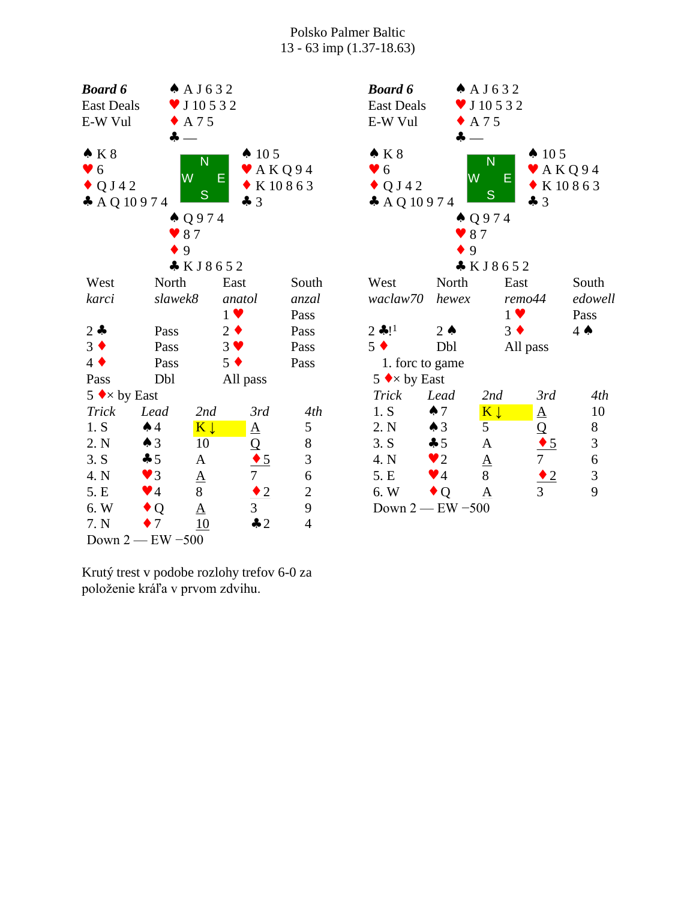Polsko Palmer Baltic
13 - 63 imp (1.37-18.63)

**Board 6**
East Deals
E-W Vul

| | North | |
|---|---|---|
| | ♠ A J 6 3 2<br>♥ J 10 5 3 2<br>♦ A 7 5<br>♣ — | |
| **West**<br>♠ K 8<br>♥ 6<br>♦ Q J 4 2<br>♣ A Q 10 9 7 4 | | **East**<br>♠ 10 5<br>♥ A K Q 9 4<br>♦ K 10 8 6 3<br>♣ 3 |
| | ♠ Q 9 7 4<br>♥ 8 7<br>♦ 9<br>♣ K J 8 6 5 2 | |
| | South | |

| West | North | East | South |
|---|---|---|---|
| *karci* | *slawek8* | *anatol* | *anzal* |
| | | 1 ♥ | Pass |
| 2 ♣ | Pass | 2 ♦ | Pass |
| 3 ♦ | Pass | 3 ♥ | Pass |
| 4 ♦ | Pass | 5 ♦ | Pass |
| Pass | Dbl | All pass | |

5 ♦× by East

| Trick | Lead | 2nd | 3rd | 4th |
|---|---|---|---|---|
| 1. S | ♠ 4 | K ↓ | A | 5 |
| 2. N | ♠ 3 | 10 | Q | 8 |
| 3. S | ♣ 5 | A | ♦ 5 | 3 |
| 4. N | ♥ 3 | A | 7 | 6 |
| 5. E | ♥ 4 | 8 | ♦ 2 | 2 |
| 6. W | ♦ Q | A | 3 | 9 |
| 7. N | ♦ 7 | 10 | ♣ 2 | 4 |

Down 2 — EW −500

**Board 6**
East Deals
E-W Vul

| | North | |
|---|---|---|
| | ♠ A J 6 3 2<br>♥ J 10 5 3 2<br>♦ A 7 5<br>♣ — | |
| **West**<br>♠ K 8<br>♥ 6<br>♦ Q J 4 2<br>♣ A Q 10 9 7 4 | | **East**<br>♠ 10 5<br>♥ A K Q 9 4<br>♦ K 10 8 6 3<br>♣ 3 |
| | ♠ Q 9 7 4<br>♥ 8 7<br>♦ 9<br>♣ K J 8 6 5 2 | |
| | South | |

| West | North | East | South |
|---|---|---|---|
| *waclaw70* | *hewex* | *remo44* | *edowell* |
| | | 1 ♥ | Pass |
| 2 ♣![1] | 2 ♠ | 3 ♦ | 4 ♠ |
| 5 ♦ | Dbl | All pass | |

1. forc to game

5 ♦× by East

| Trick | Lead | 2nd | 3rd | 4th |
|---|---|---|---|---|
| 1. S | ♠ 7 | K ↓ | A | 10 |
| 2. N | ♠ 3 | 5 | Q | 8 |
| 3. S | ♣ 5 | A | ♦ 5 | 3 |
| 4. N | ♥ 2 | A | 7 | 6 |
| 5. E | ♥ 4 | 8 | ♦ 2 | 3 |
| 6. W | ♦ Q | A | 3 | 9 |

Down 2 — EW −500

Krutý trest v podobe rozlohy trefov 6-0 za položenie kráľa v prvom zdvihu.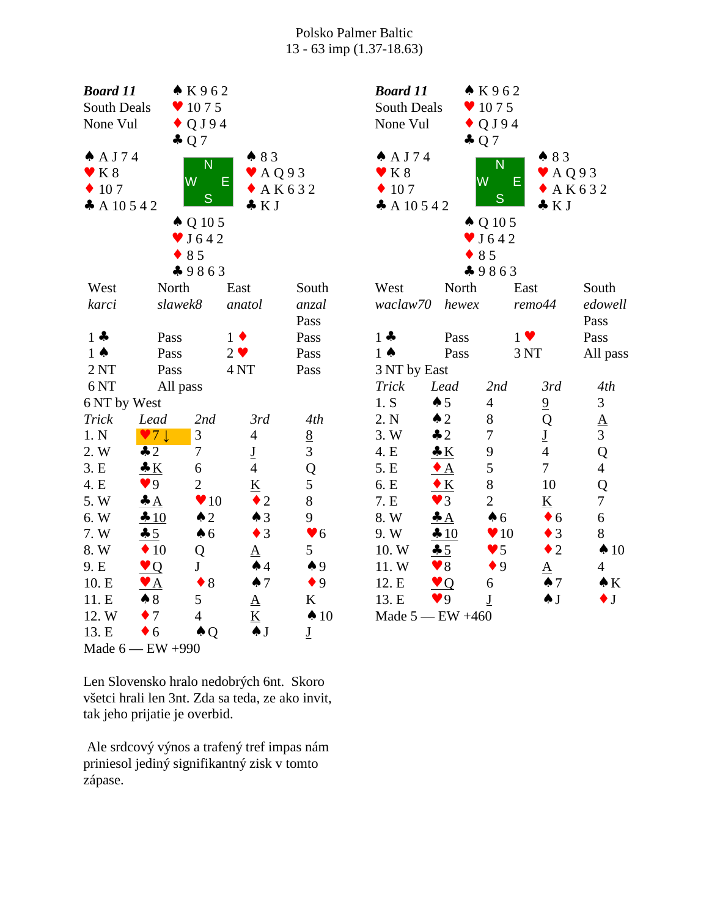Polsko Palmer Baltic
13 - 63 imp (1.37-18.63)

**Board 11**
South Deals
None Vul

North: ♠ K 9 6 2 ♥ 10 7 5 ♦ Q J 9 4 ♣ Q 7
West: ♠ A J 7 4 ♥ K 8 ♦ 10 7 ♣ A 10 5 4 2
East: ♠ 8 3 ♥ A Q 9 3 ♦ A K 6 3 2 ♣ K J
South: ♠ Q 10 5 ♥ J 6 4 2 ♦ 8 5 ♣ 9 8 6 3

| West | North | East | South |
|---|---|---|---|
| *karci* | *slawek8* | *anatol* | *anzal* |
| | | | Pass |
| 1 ♣ | Pass | 1 ♦ | Pass |
| 1 ♠ | Pass | 2 ♥ | Pass |
| 2 NT | Pass | 4 NT | Pass |
| 6 NT | All pass | | |

6 NT by West

| Trick | Lead | 2nd | 3rd | 4th |
|---|---|---|---|---|
| 1. N | ♥7 ↓ | 3 | 4 | 8 |
| 2. W | ♣2 | 7 | J | 3 |
| 3. E | ♣K | 6 | 4 | Q |
| 4. E | ♥9 | 2 | K | 5 |
| 5. W | ♣A | ♥10 | ♦2 | 8 |
| 6. W | ♣10 | ♠2 | ♠3 | 9 |
| 7. W | ♣5 | ♠6 | ♦3 | ♥6 |
| 8. W | ♦10 | Q | A | 5 |
| 9. E | ♥Q | J | ♠4 | ♠9 |
| 10. E | ♥A | ♦8 | ♠7 | ♦9 |
| 11. E | ♠8 | 5 | A | K |
| 12. W | ♦7 | 4 | K | ♠10 |
| 13. E | ♦6 | ♠Q | ♠J | J |

Made 6 — EW +990

**Board 11**
South Deals
None Vul

| West | North | East | South |
|---|---|---|---|
| *waclaw70* | *hewex* | *remo44* | *edowell* |
| | | | Pass |
| 1 ♣ | Pass | 1 ♥ | Pass |
| 1 ♠ | Pass | 3 NT | All pass |

3 NT by East

| Trick | Lead | 2nd | 3rd | 4th |
|---|---|---|---|---|
| 1. S | ♠5 | 4 | 9 | 3 |
| 2. N | ♠2 | 8 | Q | A |
| 3. W | ♣2 | 7 | J | 3 |
| 4. E | ♣K | 9 | 4 | Q |
| 5. E | ♦A | 5 | 7 | 4 |
| 6. E | ♦K | 8 | 10 | Q |
| 7. E | ♥3 | 2 | K | 7 |
| 8. W | ♣A | ♠6 | ♦6 | 6 |
| 9. W | ♣10 | ♥10 | ♦3 | 8 |
| 10. W | ♣5 | ♥5 | ♦2 | ♠10 |
| 11. W | ♥8 | ♦9 | A | 4 |
| 12. E | ♥Q | 6 | ♠7 | ♠K |
| 13. E | ♥9 | J | ♠J | ♦J |

Made 5 — EW +460

Len Slovensko hralo nedobrých 6nt. Skoro všetci hrali len 3nt. Zda sa teda, ze ako invit, tak jeho prijatie je overbid.

Ale srdcový výnos a trafený tref impas nám priniesol jediný signifikantný zisk v tomto zápase.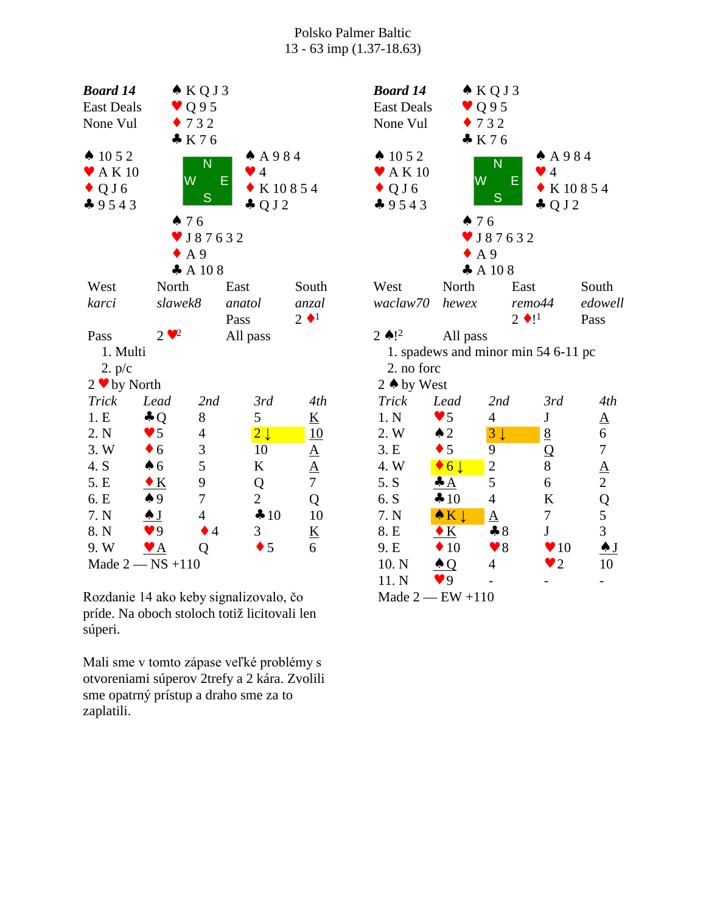Polsko Palmer Baltic
13 - 63 imp (1.37-18.63)

**Board 14**
East Deals
None Vul

North: ♠ K Q J 3 ♥ Q 9 5 ♦ 7 3 2 ♣ K 7 6
West: ♠ 10 5 2 ♥ A K 10 ♦ Q J 6 ♣ 9 5 4 3
East: ♠ A 9 8 4 ♥ 4 ♦ K 10 8 5 4 ♣ Q J 2
South: ♠ 7 6 ♥ J 8 7 6 3 2 ♦ A 9 ♣ A 10 8

| West | North | East | South |
|---|---|---|---|
| *karci* | *slawek8* | *anatol* | *anzal* |
| | | Pass | 2 ♦[1] |
| Pass | 2 ♥[2] | All pass | |

1. Multi
2. p/c

2 ♥ by North

| Trick | Lead | 2nd | 3rd | 4th |
|---|---|---|---|---|
| 1. E | ♣Q | 8 | 5 | K |
| 2. N | ♥5 | 4 | 2 ↓ | 10 |
| 3. W | ♦6 | 3 | 10 | A |
| 4. S | ♠6 | 5 | K | A |
| 5. E | ♦K | 9 | Q | 7 |
| 6. E | ♠9 | 7 | 2 | Q |
| 7. N | ♠J | 4 | ♣10 | 10 |
| 8. N | ♥9 | ♦4 | 3 | K |
| 9. W | ♥A | Q | ♦5 | 6 |

Made 2 — NS +110

Rozdanie 14 ako keby signalizovalo, čo príde. Na oboch stoloch totiž licitovali len súperi.

Mali sme v tomto zápase veľké problémy s otvoreniami súperov 2trefy a 2 kára. Zvolili sme opatrný prístup a draho sme za to zaplatili.

**Board 14**
East Deals
None Vul

North: ♠ K Q J 3 ♥ Q 9 5 ♦ 7 3 2 ♣ K 7 6
West: ♠ 10 5 2 ♥ A K 10 ♦ Q J 6 ♣ 9 5 4 3
East: ♠ A 9 8 4 ♥ 4 ♦ K 10 8 5 4 ♣ Q J 2
South: ♠ 7 6 ♥ J 8 7 6 3 2 ♦ A 9 ♣ A 10 8

| West | North | East | South |
|---|---|---|---|
| *waclaw70* | *hewex* | *remo44* | *edowell* |
| | | 2 ♦![1] | Pass |
| 2 ♠![2] | All pass | | |

1. spadews and minor min 54 6-11 pc
2. no forc

2 ♠ by West

| Trick | Lead | 2nd | 3rd | 4th |
|---|---|---|---|---|
| 1. N | ♥5 | 4 | J | A |
| 2. W | ♠2 | 3 ↓ | 8 | 6 |
| 3. E | ♦5 | 9 | Q | 7 |
| 4. W | ♦6 ↓ | 2 | 8 | A |
| 5. S | ♣A | 5 | 6 | 2 |
| 6. S | ♣10 | 4 | K | Q |
| 7. N | ♠K ↓ | A | 7 | 5 |
| 8. E | ♦K | ♣8 | J | 3 |
| 9. E | ♦10 | ♥8 | ♥10 | ♠J |
| 10. N | ♠Q | 4 | ♥2 | 10 |
| 11. N | ♥9 | - | - | - |

Made 2 — EW +110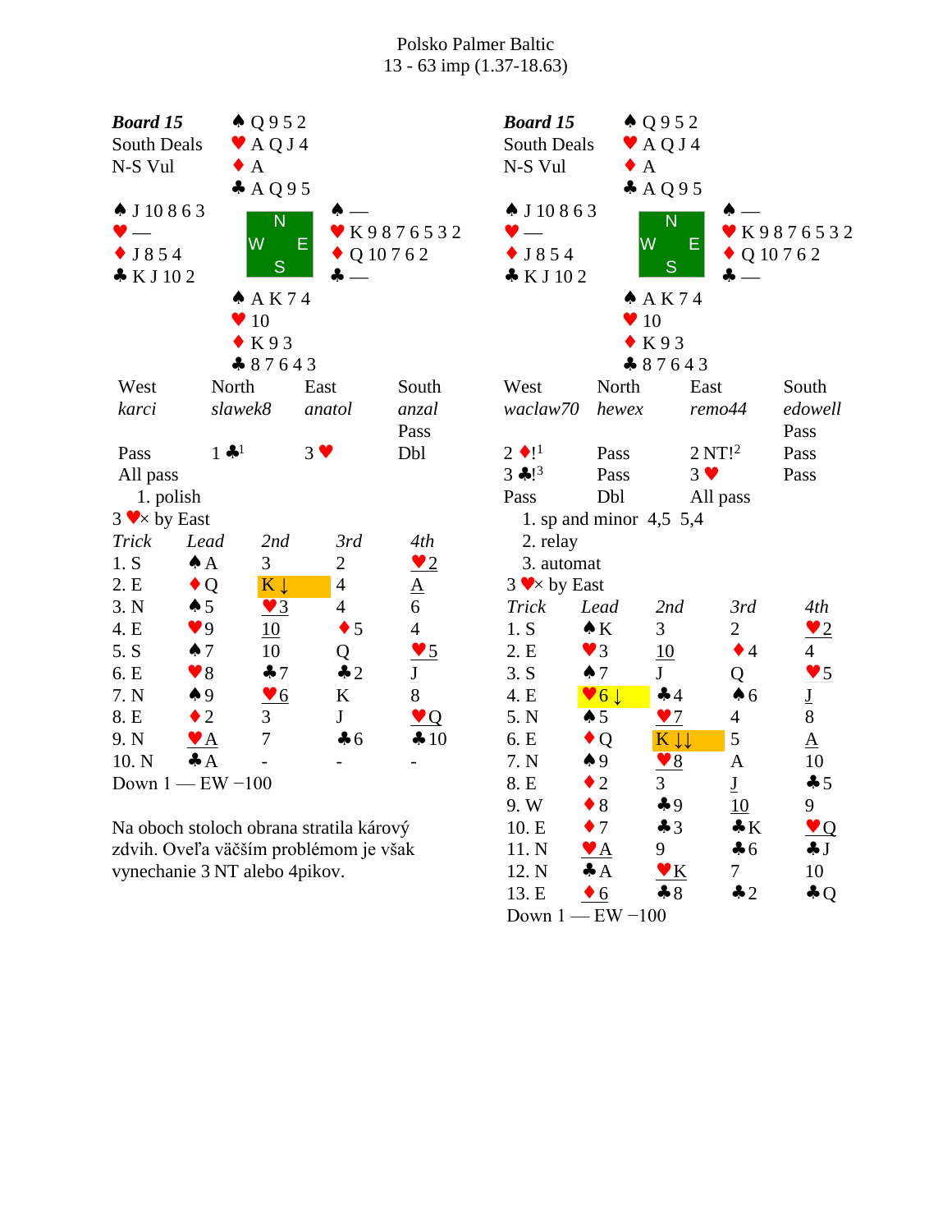Polsko Palmer Baltic
13 - 63 imp (1.37-18.63)

**Board 15**
South Deals
N-S Vul

North: ♠ Q 9 5 2 ♥ A Q J 4 ♦ A ♣ A Q 9 5
West: ♠ J 10 8 6 3 ♥ — ♦ J 8 5 4 ♣ K J 10 2
East: ♠ — ♥ K 9 8 7 6 5 3 2 ♦ Q 10 7 6 2 ♣ —
South: ♠ A K 7 4 ♥ 10 ♦ K 9 3 ♣ 8 7 6 4 3

| West | North | East | South |
|---|---|---|---|
| *karci* | *slawek8* | *anatol* | *anzal* |
| | | | Pass |
| Pass | 1 ♣[1] | 3 ♥ | Dbl |
| All pass | | | |

1. polish

3 ♥× by East

| Trick | Lead | 2nd | 3rd | 4th |
|---|---|---|---|---|
| 1. S | ♠A | 3 | 2 | ♥2 |
| 2. E | ♦Q | K ↓ | 4 | A |
| 3. N | ♠5 | ♥3 | 4 | 6 |
| 4. E | ♥9 | 10 | ♦5 | 4 |
| 5. S | ♠7 | 10 | Q | ♥5 |
| 6. E | ♥8 | ♣7 | ♣2 | J |
| 7. N | ♠9 | ♥6 | K | 8 |
| 8. E | ♦2 | 3 | J | ♥Q |
| 9. N | ♥A | 7 | ♣6 | ♣10 |
| 10. N | ♣A | - | - | - |

Down 1 — EW −100

Na oboch stoloch obrana stratila kárový zdvih. Oveľa väčším problémom je však vynechanie 3 NT alebo 4pikov.

**Board 15**
South Deals
N-S Vul

North: ♠ Q 9 5 2 ♥ A Q J 4 ♦ A ♣ A Q 9 5
West: ♠ J 10 8 6 3 ♥ — ♦ J 8 5 4 ♣ K J 10 2
East: ♠ — ♥ K 9 8 7 6 5 3 2 ♦ Q 10 7 6 2 ♣ —
South: ♠ A K 7 4 ♥ 10 ♦ K 9 3 ♣ 8 7 6 4 3

| West | North | East | South |
|---|---|---|---|
| *waclaw70* | *hewex* | *remo44* | *edowell* |
| | | | Pass |
| 2 ♦![1] | Pass | 2 NT![2] | Pass |
| 3 ♣![3] | Pass | 3 ♥ | Pass |
| Pass | Dbl | All pass | |

1. sp and minor 4,5 5,4
2. relay
3. automat

3 ♥× by East

| Trick | Lead | 2nd | 3rd | 4th |
|---|---|---|---|---|
| 1. S | ♠K | 3 | 2 | ♥2 |
| 2. E | ♥3 | 10 | ♦4 | 4 |
| 3. S | ♠7 | J | Q | ♥5 |
| 4. E | ♥6 ↓ | ♣4 | ♠6 | J |
| 5. N | ♠5 | ♥7 | 4 | 8 |
| 6. E | ♦Q | K ↓↓ | 5 | A |
| 7. N | ♠9 | ♥8 | A | 10 |
| 8. E | ♦2 | 3 | J | ♣5 |
| 9. W | ♦8 | ♣9 | 10 | 9 |
| 10. E | ♦7 | ♣3 | ♣K | ♥Q |
| 11. N | ♥A | 9 | ♣6 | ♣J |
| 12. N | ♣A | ♥K | 7 | 10 |
| 13. E | ♦6 | ♣8 | ♣2 | ♣Q |

Down 1 — EW −100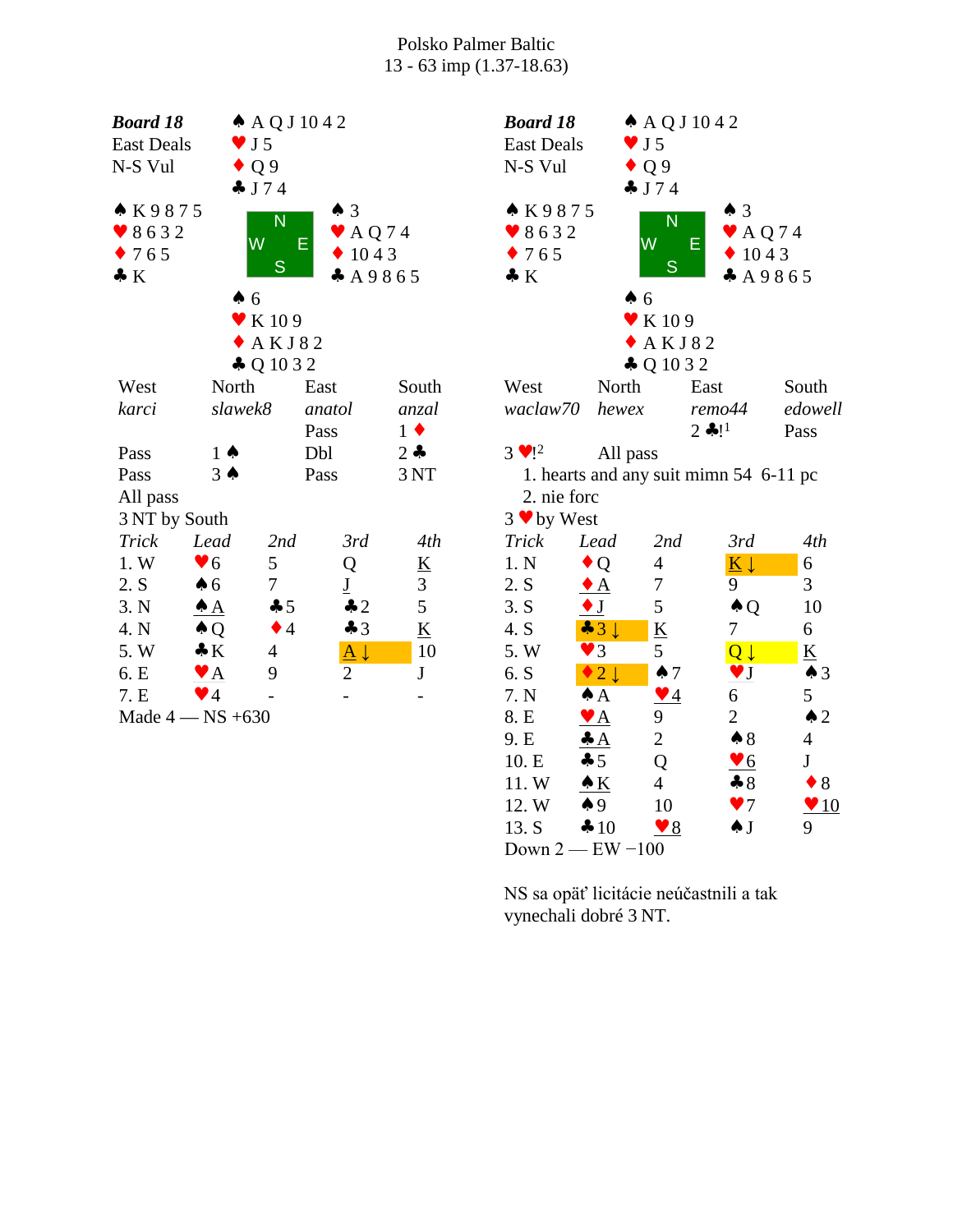Polsko Palmer Baltic
13 - 63 imp (1.37-18.63)

**Board 18**
East Deals
N-S Vul

North: ♠ A Q J 10 4 2 ♥ J 5 ♦ Q 9 ♣ J 7 4
West: ♠ K 9 8 7 5 ♥ 8 6 3 2 ♦ 7 6 5 ♣ K
East: ♠ 3 ♥ A Q 7 4 ♦ 10 4 3 ♣ A 9 8 6 5
South: ♠ 6 ♥ K 10 9 ♦ A K J 8 2 ♣ Q 10 3 2

| West | North | East | South |
|---|---|---|---|
| *karci* | *slawek8* | *anatol* | *anzal* |
| | | Pass | 1 ♦ |
| Pass | 1 ♠ | Dbl | 2 ♣ |
| Pass | 3 ♠ | Pass | 3 NT |
| All pass | | | |

3 NT by South

| Trick | Lead | 2nd | 3rd | 4th |
|---|---|---|---|---|
| 1. W | ♥6 | 5 | Q | K |
| 2. S | ♠6 | 7 | J | 3 |
| 3. N | ♠A | ♣5 | ♣2 | 5 |
| 4. N | ♠Q | ♦4 | ♣3 | K |
| 5. W | ♣K | 4 | A ↓ | 10 |
| 6. E | ♥A | 9 | 2 | J |
| 7. E | ♥4 | - | - | - |

Made 4 — NS +630

**Board 18**
East Deals
N-S Vul

North: ♠ A Q J 10 4 2 ♥ J 5 ♦ Q 9 ♣ J 7 4
West: ♠ K 9 8 7 5 ♥ 8 6 3 2 ♦ 7 6 5 ♣ K
East: ♠ 3 ♥ A Q 7 4 ♦ 10 4 3 ♣ A 9 8 6 5
South: ♠ 6 ♥ K 10 9 ♦ A K J 8 2 ♣ Q 10 3 2

| West | North | East | South |
|---|---|---|---|
| *waclaw70* | *hewex* | *remo44* | *edowell* |
| | | 2 ♣![1] | Pass |
| 3 ♥![2] | All pass | | |

1. hearts and any suit mimn 54 6-11 pc
2. nie forc

3 ♥ by West

| Trick | Lead | 2nd | 3rd | 4th |
|---|---|---|---|---|
| 1. N | ♦Q | 4 | K ↓ | 6 |
| 2. S | ♦A | 7 | 9 | 3 |
| 3. S | ♦J | 5 | ♠Q | 10 |
| 4. S | ♣3 ↓ | K | 7 | 6 |
| 5. W | ♥3 | 5 | Q ↓ | K |
| 6. S | ♦2 ↓ | ♠7 | ♥J | ♠3 |
| 7. N | ♠A | ♥4 | 6 | 5 |
| 8. E | ♥A | 9 | 2 | ♠2 |
| 9. E | ♣A | 2 | ♠8 | 4 |
| 10. E | ♣5 | Q | ♥6 | J |
| 11. W | ♠K | 4 | ♣8 | ♦8 |
| 12. W | ♠9 | 10 | ♥7 | ♥10 |
| 13. S | ♣10 | ♥8 | ♠J | 9 |

Down 2 — EW −100

NS sa opäť licitácie neúčastnili a tak vynechali dobré 3 NT.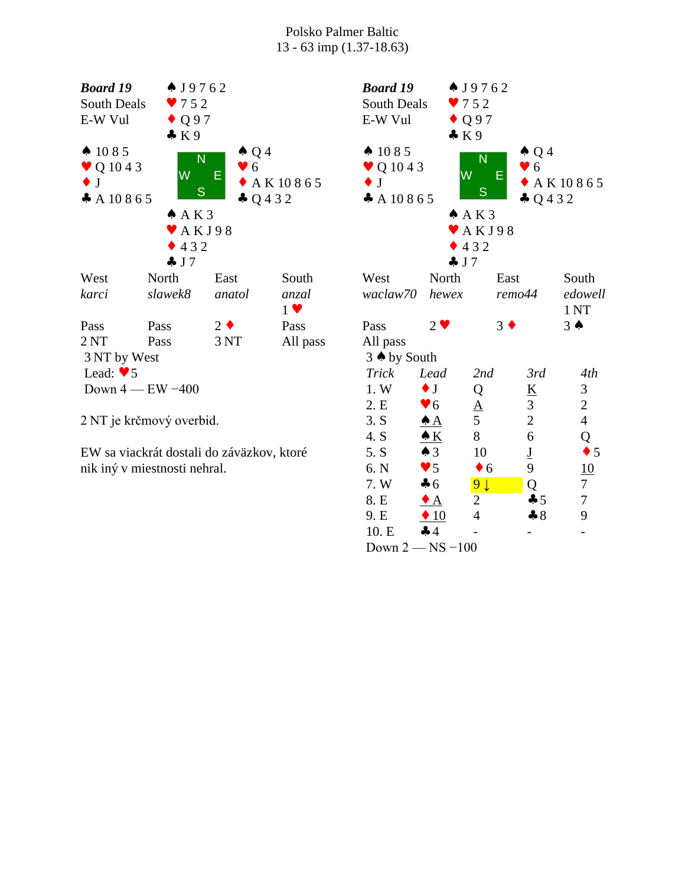Polsko Palmer Baltic
13 - 63 imp (1.37-18.63)

**Board 19**
South Deals
E-W Vul

North: ♠ J 9 7 6 2 ♥ 7 5 2 ♦ Q 9 7 ♣ K 9

West: ♠ 10 8 5 ♥ Q 10 4 3 ♦ J ♣ A 10 8 6 5

East: ♠ Q 4 ♥ 6 ♦ A K 10 8 6 5 ♣ Q 4 3 2

South: ♠ A K 3 ♥ A K J 9 8 ♦ 4 3 2 ♣ J 7

| West | North | East | South |
|---|---|---|---|
| *karci* | *slawek8* | *anatol* | *anzal* |
| | | | 1 ♥ |
| Pass | Pass | 2 ♦ | Pass |
| 2 NT | Pass | 3 NT | All pass |

3 NT by West
Lead: ♥5
Down 4 — EW −400

2 NT je krčmový overbid.

EW sa viackrát dostali do záväzkov, ktoré nik iný v miestnosti nehral.

**Board 19**
South Deals
E-W Vul

North: ♠ J 9 7 6 2 ♥ 7 5 2 ♦ Q 9 7 ♣ K 9

West: ♠ 10 8 5 ♥ Q 10 4 3 ♦ J ♣ A 10 8 6 5

East: ♠ Q 4 ♥ 6 ♦ A K 10 8 6 5 ♣ Q 4 3 2

South: ♠ A K 3 ♥ A K J 9 8 ♦ 4 3 2 ♣ J 7

| West | North | East | South |
|---|---|---|---|
| *waclaw70* | *hewex* | *remo44* | *edowell* |
| | | | 1 NT |
| Pass | 2 ♥ | 3 ♦ | 3 ♠ |
| All pass | | | |

3 ♠ by South

| *Trick* | *Lead* | *2nd* | *3rd* | *4th* |
|---|---|---|---|---|
| 1. W | ♦ J | Q | K | 3 |
| 2. E | ♥ 6 | A | 3 | 2 |
| 3. S | ♠ A | 5 | 2 | 4 |
| 4. S | ♠ K | 8 | 6 | Q |
| 5. S | ♠ 3 | 10 | J | ♦ 5 |
| 6. N | ♥ 5 | ♦ 6 | 9 | 10 |
| 7. W | ♣ 6 | 9 ↓ | Q | 7 |
| 8. E | ♦ A | 2 | ♣ 5 | 7 |
| 9. E | ♦ 10 | 4 | ♣ 8 | 9 |
| 10. E | ♣ 4 | - | - | - |

Down 2 — NS −100